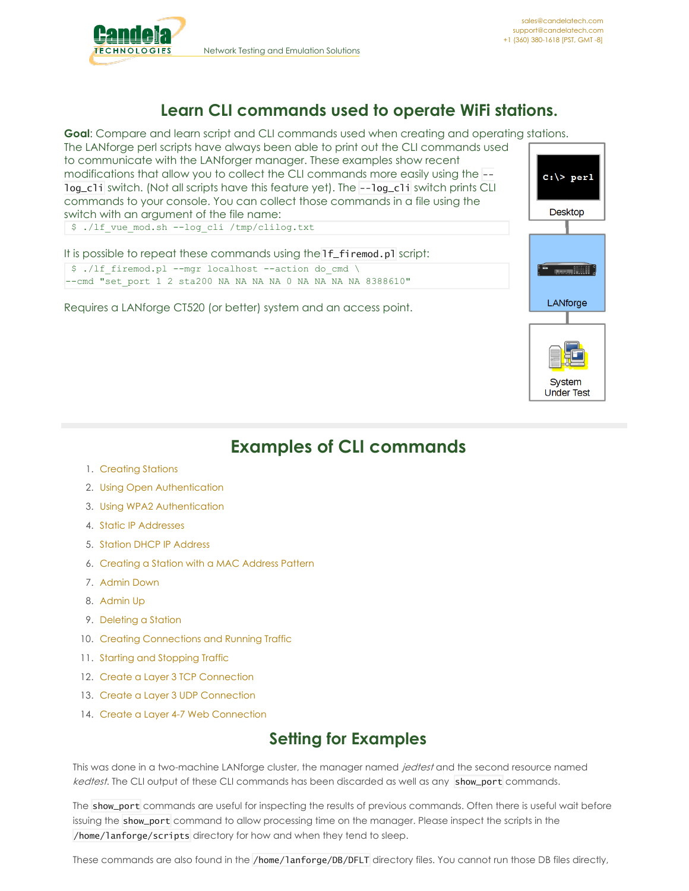# Learn CLI commands used to operate WiFi stations.

**Goal**: Compare and learn script and CLI commands used when creating and operating stations.

The LANforge perl scripts have always been able to print out the CLI commands used to communicate with the LANforger manager. These examples show recent modifications that allow you to collect the CLI commands more easily using the `--log_cli` switch. (Not all scripts have this feature yet). The `--log_cli` switch prints CLI commands to your console. You can collect those commands in a file using the switch with an argument of the file name:

```
$ ./lf_vue_mod.sh --log_cli /tmp/clilog.txt
```

It is possible to repeat these commands using the `lf_firemod.pl` script:

```
$ ./lf_firemod.pl --mgr localhost --action do_cmd \
--cmd "set_port 1 2 sta200 NA NA NA NA 0 NA NA NA NA 8388610"
```

Requires a LANforge CT520 (or better) system and an access point.

Desktop

LANforge

System Under Test

## Examples of CLI commands

1. Creating Stations
2. Using Open Authentication
3. Using WPA2 Authentication
4. Static IP Addresses
5. Station DHCP IP Address
6. Creating a Station with a MAC Address Pattern
7. Admin Down
8. Admin Up
9. Deleting a Station
10. Creating Connections and Running Traffic
11. Starting and Stopping Traffic
12. Create a Layer 3 TCP Connection
13. Create a Layer 3 UDP Connection
14. Create a Layer 4-7 Web Connection

## Setting for Examples

This was done in a two-machine LANforge cluster, the manager named *jedtest* and the second resource named *kedtest*. The CLI output of these CLI commands has been discarded as well as any `show_port` commands.

The `show_port` commands are useful for inspecting the results of previous commands. Often there is useful wait before issuing the `show_port` command to allow processing time on the manager. Please inspect the scripts in the `/home/lanforge/scripts` directory for how and when they tend to sleep.

These commands are also found in the `/home/lanforge/DB/DFLT` directory files. You cannot run those DB files directly,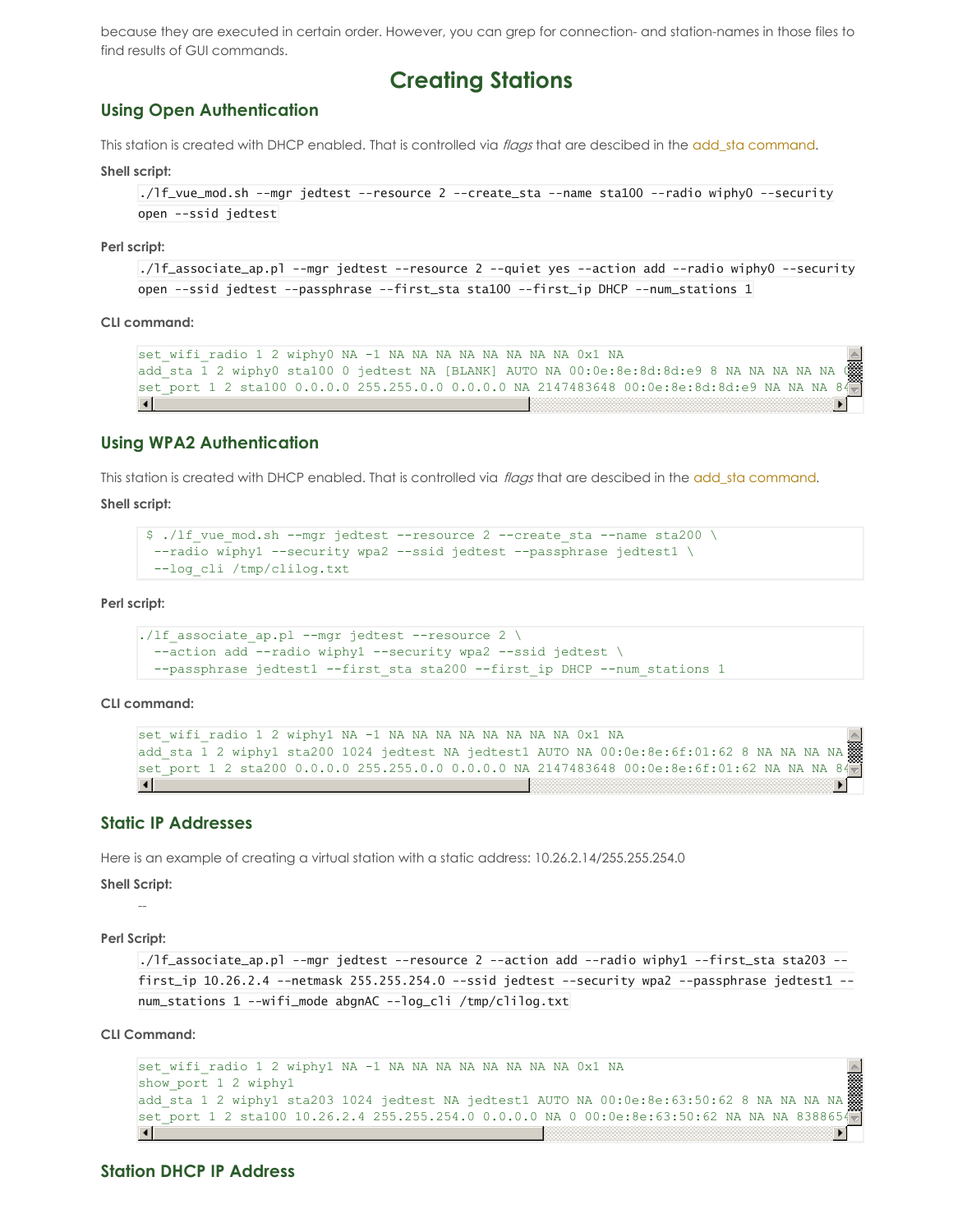because they are executed in certain order. However, you can grep for connection- and station-names in those files to find results of GUI commands.

# Creating Stations

## Using Open Authentication

This station is created with DHCP enabled. That is controlled via *flags* that are descibed in the add_sta command.

**Shell script:**

```
./lf_vue_mod.sh --mgr jedtest --resource 2 --create_sta --name sta100 --radio wiphy0 --security
open --ssid jedtest
```

**Perl script:**

```
./lf_associate_ap.pl --mgr jedtest --resource 2 --quiet yes --action add --radio wiphy0 --security
open --ssid jedtest --passphrase --first_sta sta100 --first_ip DHCP --num_stations 1
```

**CLI command:**

```
set_wifi_radio 1 2 wiphy0 NA -1 NA NA NA NA NA NA NA NA 0x1 NA
add_sta 1 2 wiphy0 sta100 0 jedtest NA [BLANK] AUTO NA 00:0e:8e:8d:8d:e9 8 NA NA NA NA NA (
set_port 1 2 sta100 0.0.0.0 255.255.0.0 0.0.0.0 NA 2147483648 00:0e:8e:8d:8d:e9 NA NA NA 84
```

## Using WPA2 Authentication

This station is created with DHCP enabled. That is controlled via *flags* that are descibed in the add_sta command.

**Shell script:**

```
$ ./lf_vue_mod.sh --mgr jedtest --resource 2 --create_sta --name sta200 \
 --radio wiphy1 --security wpa2 --ssid jedtest --passphrase jedtest1 \
 --log_cli /tmp/clilog.txt
```

**Perl script:**

```
./lf_associate_ap.pl --mgr jedtest --resource 2 \
  --action add --radio wiphy1 --security wpa2 --ssid jedtest \
  --passphrase jedtest1 --first_sta sta200 --first_ip DHCP --num_stations 1
```

**CLI command:**

```
set_wifi_radio 1 2 wiphy1 NA -1 NA NA NA NA NA NA NA NA 0x1 NA
add_sta 1 2 wiphy1 sta200 1024 jedtest NA jedtest1 AUTO NA 00:0e:8e:6f:01:62 8 NA NA NA NA
set_port 1 2 sta200 0.0.0.0 255.255.0.0 0.0.0.0 NA 2147483648 00:0e:8e:6f:01:62 NA NA NA 84
```

## Static IP Addresses

Here is an example of creating a virtual station with a static address: 10.26.2.14/255.255.254.0

**Shell Script:**

--

**Perl Script:**

```
./lf_associate_ap.pl --mgr jedtest --resource 2 --action add --radio wiphy1 --first_sta sta203 --
first_ip 10.26.2.4 --netmask 255.255.254.0 --ssid jedtest --security wpa2 --passphrase jedtest1 --
num_stations 1 --wifi_mode abgnAC --log_cli /tmp/clilog.txt
```

**CLI Command:**

```
set_wifi_radio 1 2 wiphy1 NA -1 NA NA NA NA NA NA NA NA 0x1 NA
show_port 1 2 wiphy1
add_sta 1 2 wiphy1 sta203 1024 jedtest NA jedtest1 AUTO NA 00:0e:8e:63:50:62 8 NA NA NA NA
set_port 1 2 sta100 10.26.2.4 255.255.254.0 0.0.0.0 NA 0 00:0e:8e:63:50:62 NA NA NA 838865
```

## Station DHCP IP Address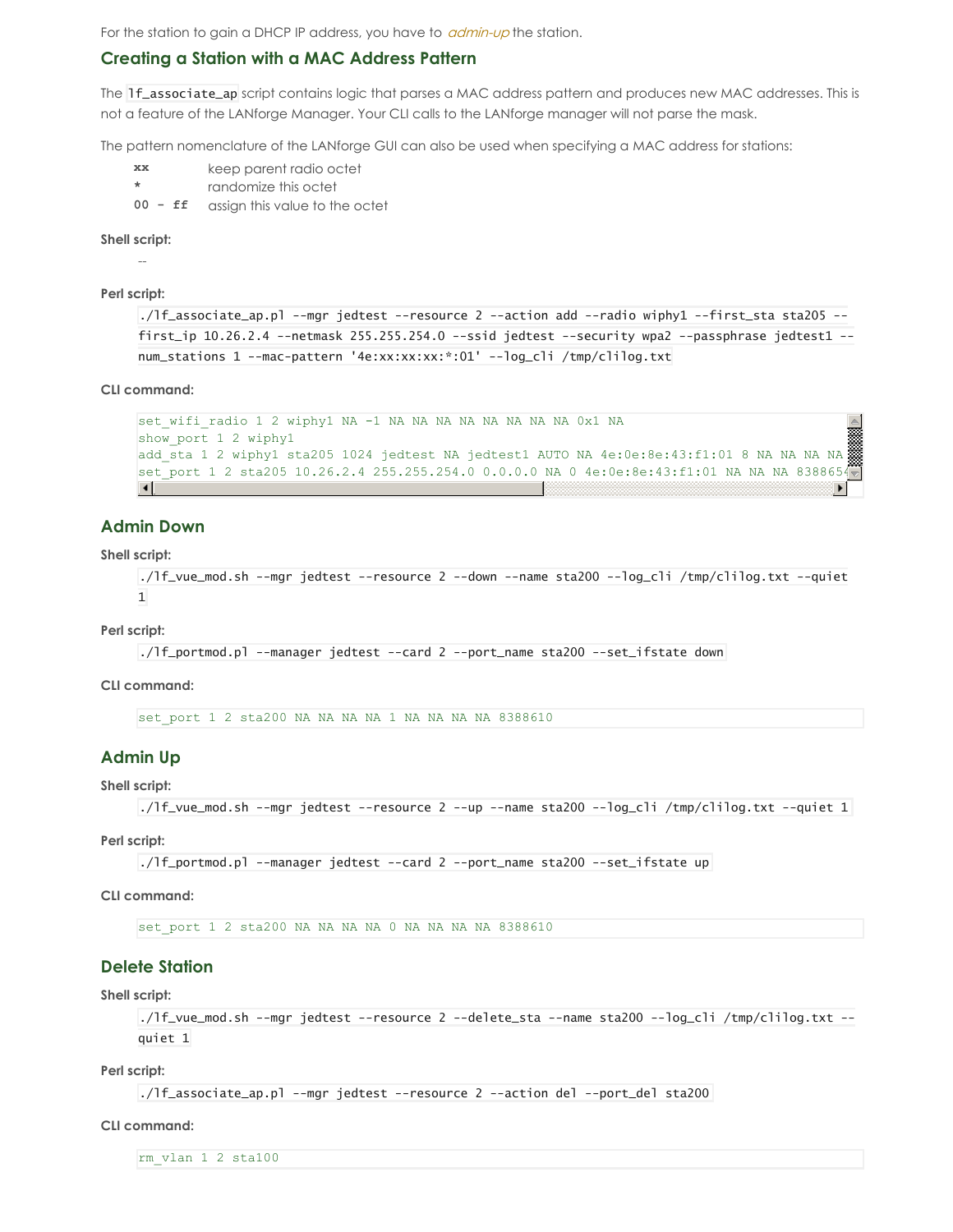For the station to gain a DHCP IP address, you have to *admin-up* the station.

## Creating a Station with a MAC Address Pattern

The `lf_associate_ap` script contains logic that parses a MAC address pattern and produces new MAC addresses. This is not a feature of the LANforge Manager. Your CLI calls to the LANforge manager will not parse the mask.

The pattern nomenclature of the LANforge GUI can also be used when specifying a MAC address for stations:

| | |
|---|---|
| `xx` | keep parent radio octet |
| `*` | randomize this octet |
| `00 - ff` | assign this value to the octet |

**Shell script:**

--

**Perl script:**

```
./lf_associate_ap.pl --mgr jedtest --resource 2 --action add --radio wiphy1 --first_sta sta205 --first_ip 10.26.2.4 --netmask 255.255.254.0 --ssid jedtest --security wpa2 --passphrase jedtest1 --num_stations 1 --mac-pattern '4e:xx:xx:xx:*:01' --log_cli /tmp/clilog.txt
```

**CLI command:**

```
set_wifi_radio 1 2 wiphy1 NA -1 NA NA NA NA NA NA NA NA 0x1 NA
show_port 1 2 wiphy1
add_sta 1 2 wiphy1 sta205 1024 jedtest NA jedtest1 AUTO NA 4e:0e:8e:43:f1:01 8 NA NA NA
set_port 1 2 sta205 10.26.2.4 255.255.254.0 0.0.0.0 NA 0 4e:0e:8e:43:f1:01 NA NA NA 8388654
```

## Admin Down

**Shell script:**

```
./lf_vue_mod.sh --mgr jedtest --resource 2 --down --name sta200 --log_cli /tmp/clilog.txt --quiet 1
```

**Perl script:**

```
./lf_portmod.pl --manager jedtest --card 2 --port_name sta200 --set_ifstate down
```

**CLI command:**

```
set_port 1 2 sta200 NA NA NA NA 1 NA NA NA NA 8388610
```

## Admin Up

**Shell script:**

```
./lf_vue_mod.sh --mgr jedtest --resource 2 --up --name sta200 --log_cli /tmp/clilog.txt --quiet 1
```

**Perl script:**

```
./lf_portmod.pl --manager jedtest --card 2 --port_name sta200 --set_ifstate up
```

**CLI command:**

```
set_port 1 2 sta200 NA NA NA NA 0 NA NA NA NA 8388610
```

## Delete Station

**Shell script:**

```
./lf_vue_mod.sh --mgr jedtest --resource 2 --delete_sta --name sta200 --log_cli /tmp/clilog.txt --quiet 1
```

**Perl script:**

```
./lf_associate_ap.pl --mgr jedtest --resource 2 --action del --port_del sta200
```

**CLI command:**

```
rm_vlan 1 2 sta100
```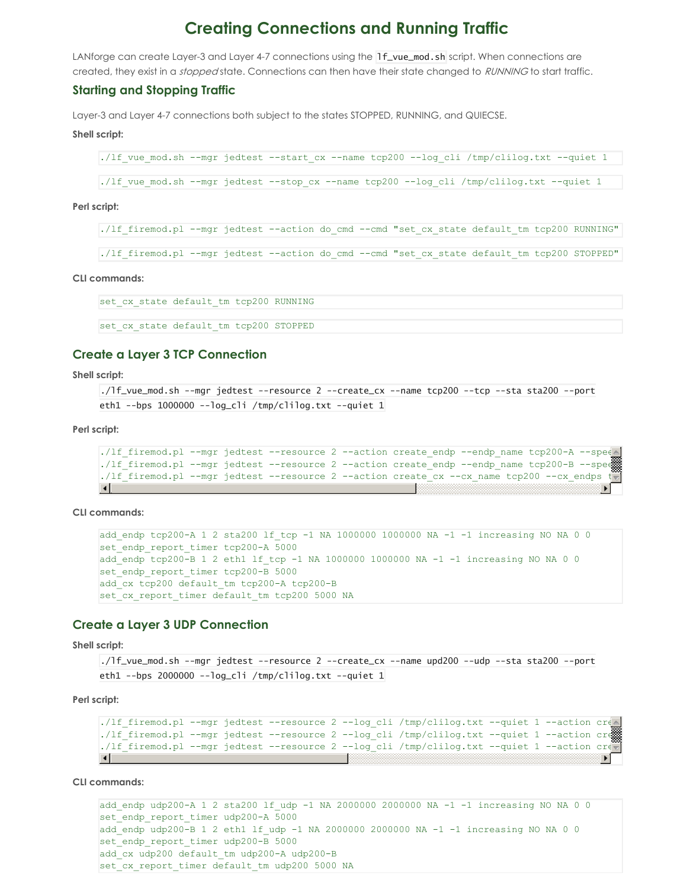# Creating Connections and Running Traffic

LANforge can create Layer-3 and Layer 4-7 connections using the `lf_vue_mod.sh` script. When connections are created, they exist in a *stopped* state. Connections can then have their state changed to *RUNNING* to start traffic.

## Starting and Stopping Traffic

Layer-3 and Layer 4-7 connections both subject to the states STOPPED, RUNNING, and QUIECSE.

**Shell script:**

```
./lf_vue_mod.sh --mgr jedtest --start_cx --name tcp200 --log_cli /tmp/clilog.txt --quiet 1
```

```
./lf_vue_mod.sh --mgr jedtest --stop_cx --name tcp200 --log_cli /tmp/clilog.txt --quiet 1
```

**Perl script:**

```
./lf_firemod.pl --mgr jedtest --action do_cmd --cmd "set_cx_state default_tm tcp200 RUNNING"
```

```
./lf_firemod.pl --mgr jedtest --action do_cmd --cmd "set_cx_state default_tm tcp200 STOPPED"
```

**CLI commands:**

```
set_cx_state default_tm tcp200 RUNNING
```

```
set_cx_state default_tm tcp200 STOPPED
```

## Create a Layer 3 TCP Connection

**Shell script:**

```
./lf_vue_mod.sh --mgr jedtest --resource 2 --create_cx --name tcp200 --tcp --sta sta200 --port eth1 --bps 1000000 --log_cli /tmp/clilog.txt --quiet 1
```

**Perl script:**

```
./lf_firemod.pl --mgr jedtest --resource 2 --action create_endp --endp_name tcp200-A --spee
./lf_firemod.pl --mgr jedtest --resource 2 --action create_endp --endp_name tcp200-B --spee
./lf_firemod.pl --mgr jedtest --resource 2 --action create_cx --cx_name tcp200 --cx_endps t
```

**CLI commands:**

```
add_endp tcp200-A 1 2 sta200 lf_tcp -1 NA 1000000 1000000 NA -1 -1 increasing NO NA 0 0
set_endp_report_timer tcp200-A 5000
add_endp tcp200-B 1 2 eth1 lf_tcp -1 NA 1000000 1000000 NA -1 -1 increasing NO NA 0 0
set_endp_report_timer tcp200-B 5000
add_cx tcp200 default_tm tcp200-A tcp200-B
set_cx_report_timer default_tm tcp200 5000 NA
```

## Create a Layer 3 UDP Connection

**Shell script:**

```
./lf_vue_mod.sh --mgr jedtest --resource 2 --create_cx --name upd200 --udp --sta sta200 --port eth1 --bps 2000000 --log_cli /tmp/clilog.txt --quiet 1
```

**Perl script:**

```
./lf_firemod.pl --mgr jedtest --resource 2 --log_cli /tmp/clilog.txt --quiet 1 --action cre
./lf_firemod.pl --mgr jedtest --resource 2 --log_cli /tmp/clilog.txt --quiet 1 --action cre
./lf_firemod.pl --mgr jedtest --resource 2 --log_cli /tmp/clilog.txt --quiet 1 --action cre
```

**CLI commands:**

```
add_endp udp200-A 1 2 sta200 lf_udp -1 NA 2000000 2000000 NA -1 -1 increasing NO NA 0 0
set_endp_report_timer udp200-A 5000
add_endp udp200-B 1 2 eth1 lf_udp -1 NA 2000000 2000000 NA -1 -1 increasing NO NA 0 0
set_endp_report_timer udp200-B 5000
add_cx udp200 default_tm udp200-A udp200-B
set_cx_report_timer default_tm udp200 5000 NA
```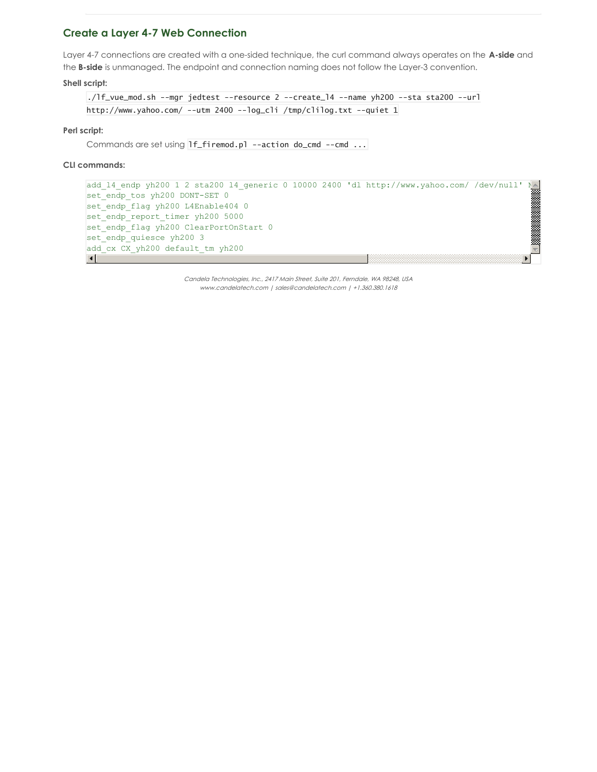## Create a Layer 4-7 Web Connection

Layer 4-7 connections are created with a one-sided technique, the curl command always operates on the **A-side** and the **B-side** is unmanaged. The endpoint and connection naming does not follow the Layer-3 convention.

**Shell script:**

```
./lf_vue_mod.sh --mgr jedtest --resource 2 --create_l4 --name yh200 --sta sta200 --url http://www.yahoo.com/ --utm 2400 --log_cli /tmp/clilog.txt --quiet 1
```

**Perl script:**

Commands are set using `lf_firemod.pl --action do_cmd --cmd ...`

**CLI commands:**

```
add_l4_endp yh200 1 2 sta200 l4_generic 0 10000 2400 'dl http://www.yahoo.com/ /dev/null' N
set_endp_tos yh200 DONT-SET 0
set_endp_flag yh200 L4Enable404 0
set_endp_report_timer yh200 5000
set_endp_flag yh200 ClearPortOnStart 0
set_endp_quiesce yh200 3
add_cx CX_yh200 default_tm yh200
```

*Candela Technologies, Inc., 2417 Main Street, Suite 201, Ferndale, WA 98248, USA*
*www.candelatech.com | sales@candelatech.com | +1.360.380.1618*